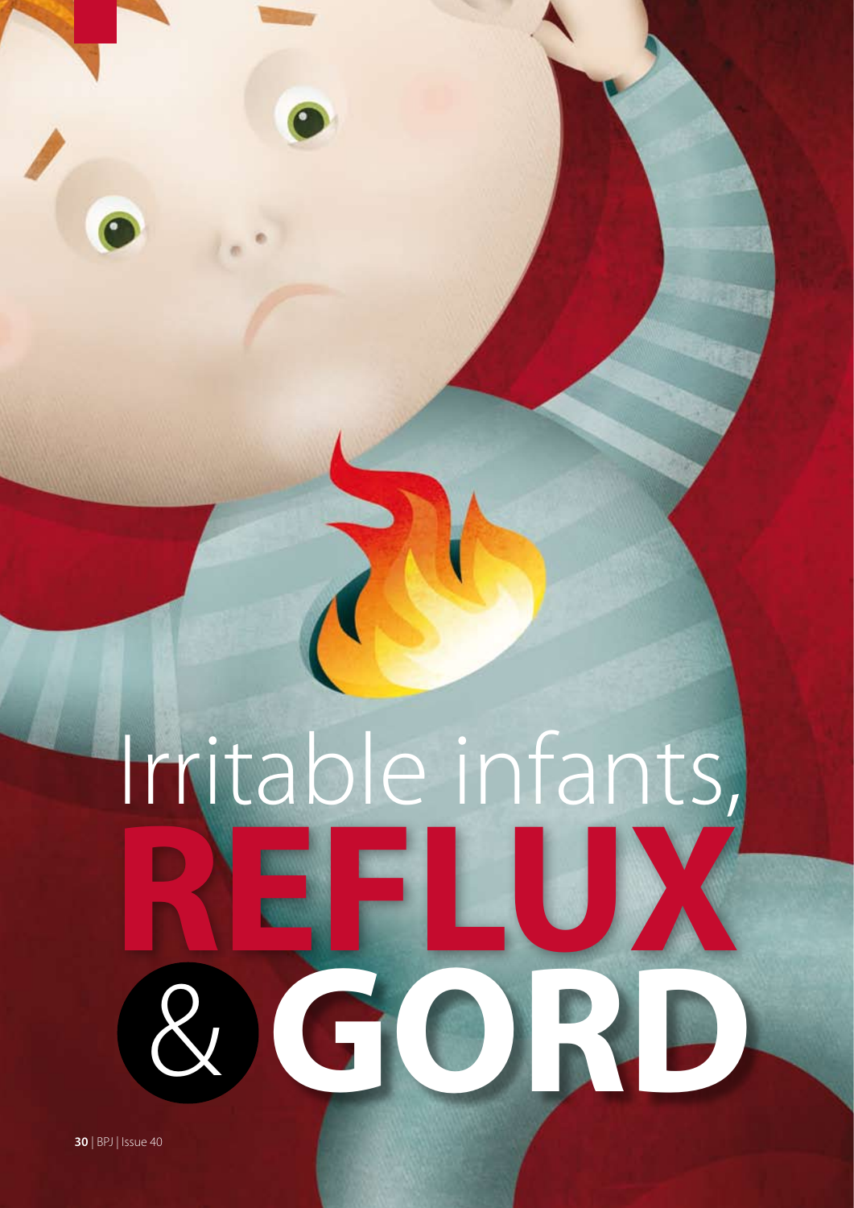# Irritable infants, REFLUX & GORD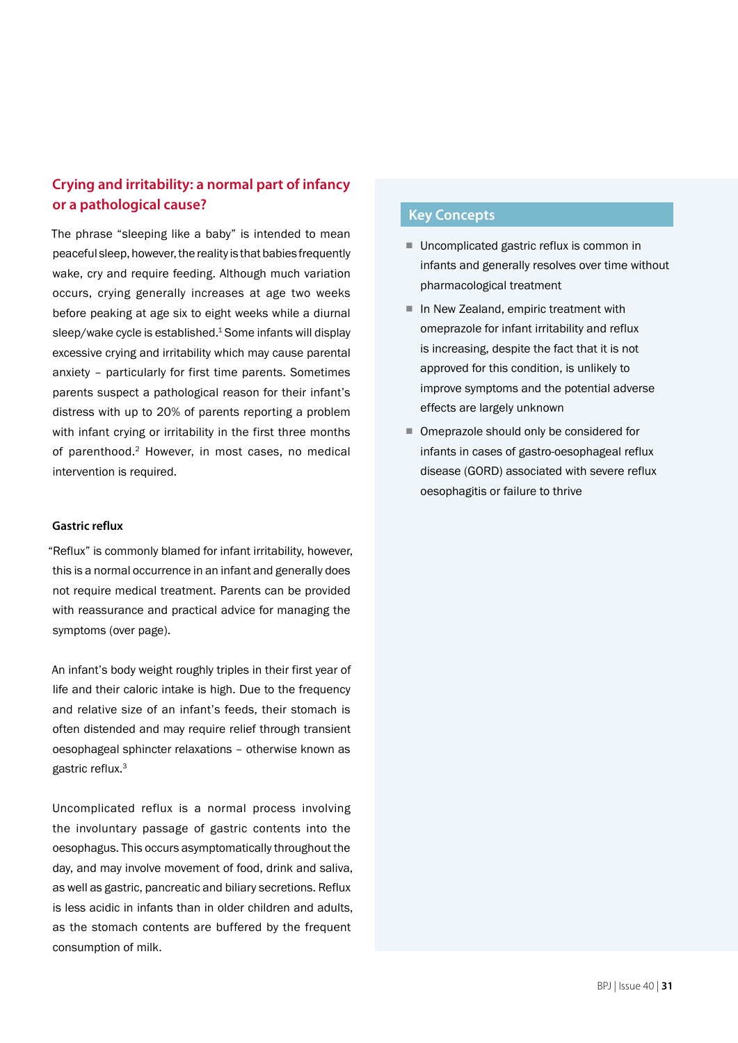## Crying and irritability: a normal part of infancy or a pathological cause?

The phrase "sleeping like a baby" is intended to mean peaceful sleep, however, the reality is that babies frequently wake, cry and require feeding. Although much variation occurs, crying generally increases at age two weeks before peaking at age six to eight weeks while a diurnal sleep/wake cycle is established.[1] Some infants will display excessive crying and irritability which may cause parental anxiety – particularly for first time parents. Sometimes parents suspect a pathological reason for their infant's distress with up to 20% of parents reporting a problem with infant crying or irritability in the first three months of parenthood.[2] However, in most cases, no medical intervention is required.

### Gastric reflux

"Reflux" is commonly blamed for infant irritability, however, this is a normal occurrence in an infant and generally does not require medical treatment. Parents can be provided with reassurance and practical advice for managing the symptoms (over page).

An infant's body weight roughly triples in their first year of life and their caloric intake is high. Due to the frequency and relative size of an infant's feeds, their stomach is often distended and may require relief through transient oesophageal sphincter relaxations – otherwise known as gastric reflux.[3]

Uncomplicated reflux is a normal process involving the involuntary passage of gastric contents into the oesophagus. This occurs asymptomatically throughout the day, and may involve movement of food, drink and saliva, as well as gastric, pancreatic and biliary secretions. Reflux is less acidic in infants than in older children and adults, as the stomach contents are buffered by the frequent consumption of milk.

## Key Concepts

- Uncomplicated gastric reflux is common in infants and generally resolves over time without pharmacological treatment
- In New Zealand, empiric treatment with omeprazole for infant irritability and reflux is increasing, despite the fact that it is not approved for this condition, is unlikely to improve symptoms and the potential adverse effects are largely unknown
- Omeprazole should only be considered for infants in cases of gastro-oesophageal reflux disease (GORD) associated with severe reflux oesophagitis or failure to thrive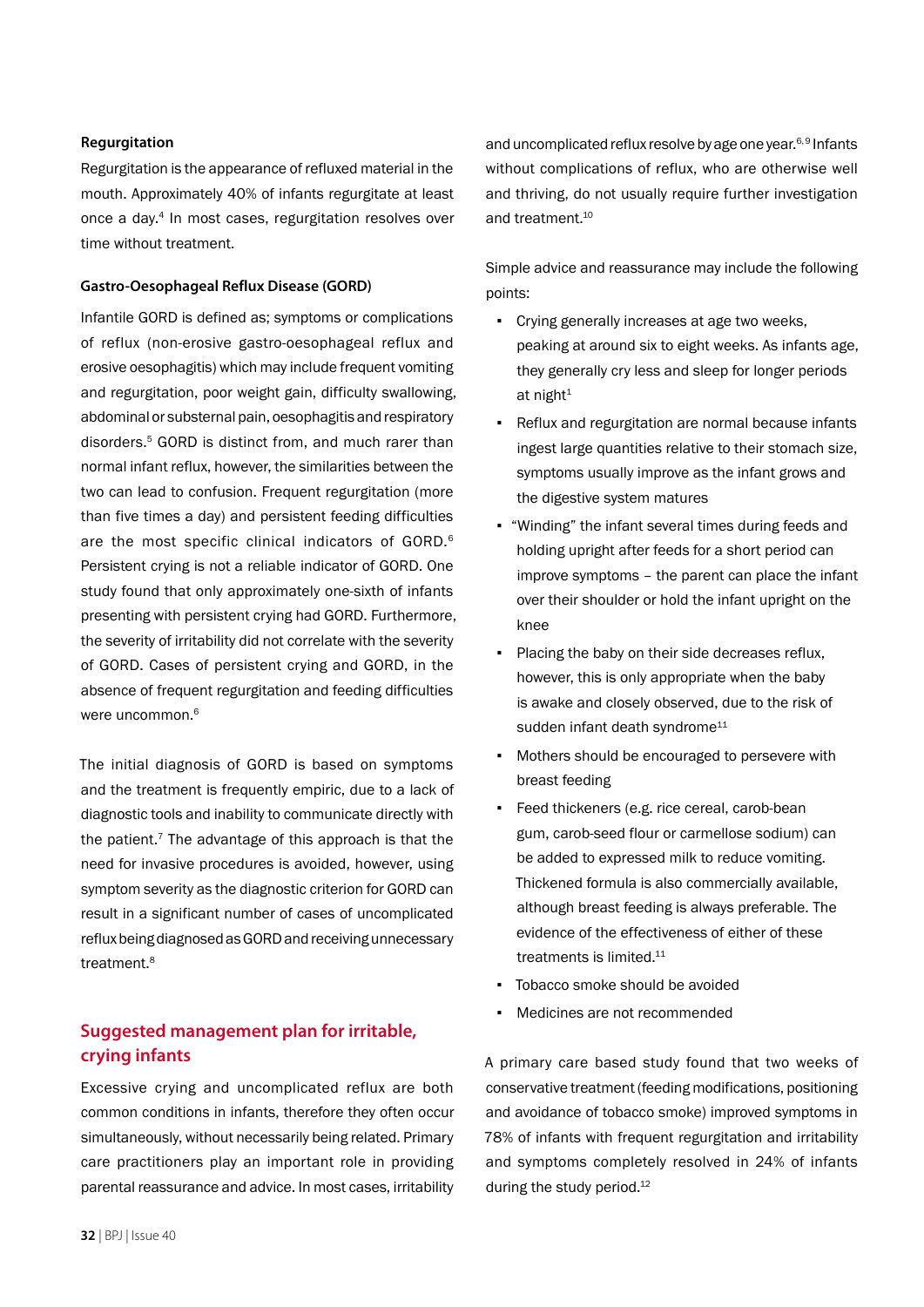### Regurgitation

Regurgitation is the appearance of refluxed material in the mouth. Approximately 40% of infants regurgitate at least once a day.[4] In most cases, regurgitation resolves over time without treatment.

### Gastro-Oesophageal Reflux Disease (GORD)

Infantile GORD is defined as; symptoms or complications of reflux (non-erosive gastro-oesophageal reflux and erosive oesophagitis) which may include frequent vomiting and regurgitation, poor weight gain, difficulty swallowing, abdominal or substernal pain, oesophagitis and respiratory disorders.[5] GORD is distinct from, and much rarer than normal infant reflux, however, the similarities between the two can lead to confusion. Frequent regurgitation (more than five times a day) and persistent feeding difficulties are the most specific clinical indicators of GORD.[6] Persistent crying is not a reliable indicator of GORD. One study found that only approximately one-sixth of infants presenting with persistent crying had GORD. Furthermore, the severity of irritability did not correlate with the severity of GORD. Cases of persistent crying and GORD, in the absence of frequent regurgitation and feeding difficulties were uncommon.[6]

The initial diagnosis of GORD is based on symptoms and the treatment is frequently empiric, due to a lack of diagnostic tools and inability to communicate directly with the patient.[7] The advantage of this approach is that the need for invasive procedures is avoided, however, using symptom severity as the diagnostic criterion for GORD can result in a significant number of cases of uncomplicated reflux being diagnosed as GORD and receiving unnecessary treatment.[8]

## Suggested management plan for irritable, crying infants

Excessive crying and uncomplicated reflux are both common conditions in infants, therefore they often occur simultaneously, without necessarily being related. Primary care practitioners play an important role in providing parental reassurance and advice. In most cases, irritability and uncomplicated reflux resolve by age one year.[6,9] Infants without complications of reflux, who are otherwise well and thriving, do not usually require further investigation and treatment.[10]

Simple advice and reassurance may include the following points:

- Crying generally increases at age two weeks, peaking at around six to eight weeks. As infants age, they generally cry less and sleep for longer periods at night[1]
- Reflux and regurgitation are normal because infants ingest large quantities relative to their stomach size, symptoms usually improve as the infant grows and the digestive system matures
- "Winding" the infant several times during feeds and holding upright after feeds for a short period can improve symptoms – the parent can place the infant over their shoulder or hold the infant upright on the knee
- Placing the baby on their side decreases reflux, however, this is only appropriate when the baby is awake and closely observed, due to the risk of sudden infant death syndrome[11]
- Mothers should be encouraged to persevere with breast feeding
- Feed thickeners (e.g. rice cereal, carob-bean gum, carob-seed flour or carmellose sodium) can be added to expressed milk to reduce vomiting. Thickened formula is also commercially available, although breast feeding is always preferable. The evidence of the effectiveness of either of these treatments is limited.[11]
- Tobacco smoke should be avoided
- Medicines are not recommended

A primary care based study found that two weeks of conservative treatment (feeding modifications, positioning and avoidance of tobacco smoke) improved symptoms in 78% of infants with frequent regurgitation and irritability and symptoms completely resolved in 24% of infants during the study period.[12]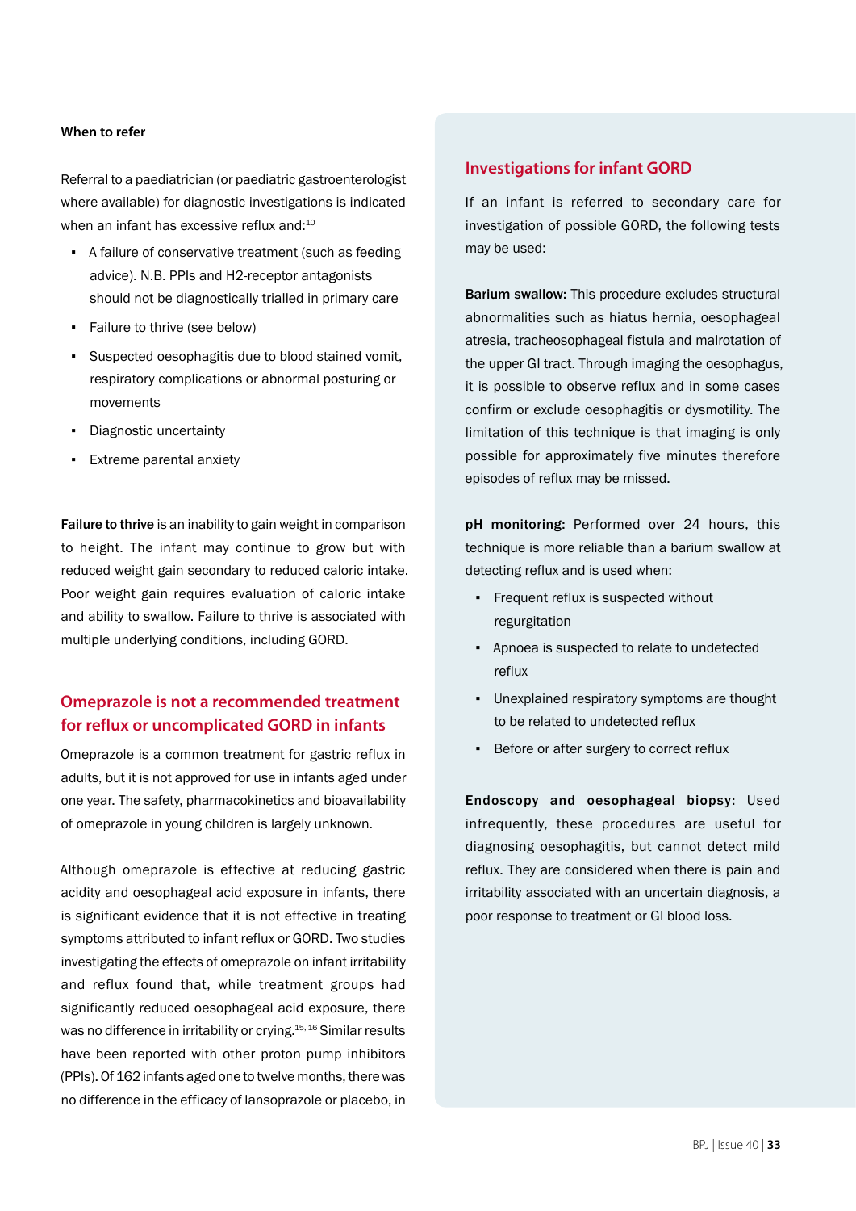### When to refer

Referral to a paediatrician (or paediatric gastroenterologist where available) for diagnostic investigations is indicated when an infant has excessive reflux and:[10]

- A failure of conservative treatment (such as feeding advice). N.B. PPIs and H2-receptor antagonists should not be diagnostically trialled in primary care
- Failure to thrive (see below)
- Suspected oesophagitis due to blood stained vomit, respiratory complications or abnormal posturing or movements
- Diagnostic uncertainty
- Extreme parental anxiety

**Failure to thrive** is an inability to gain weight in comparison to height. The infant may continue to grow but with reduced weight gain secondary to reduced caloric intake. Poor weight gain requires evaluation of caloric intake and ability to swallow. Failure to thrive is associated with multiple underlying conditions, including GORD.

## Omeprazole is not a recommended treatment for reflux or uncomplicated GORD in infants

Omeprazole is a common treatment for gastric reflux in adults, but it is not approved for use in infants aged under one year. The safety, pharmacokinetics and bioavailability of omeprazole in young children is largely unknown.

Although omeprazole is effective at reducing gastric acidity and oesophageal acid exposure in infants, there is significant evidence that it is not effective in treating symptoms attributed to infant reflux or GORD. Two studies investigating the effects of omeprazole on infant irritability and reflux found that, while treatment groups had significantly reduced oesophageal acid exposure, there was no difference in irritability or crying.[15, 16] Similar results have been reported with other proton pump inhibitors (PPIs). Of 162 infants aged one to twelve months, there was no difference in the efficacy of lansoprazole or placebo, in

## Investigations for infant GORD

If an infant is referred to secondary care for investigation of possible GORD, the following tests may be used:

**Barium swallow:** This procedure excludes structural abnormalities such as hiatus hernia, oesophageal atresia, tracheosophageal fistula and malrotation of the upper GI tract. Through imaging the oesophagus, it is possible to observe reflux and in some cases confirm or exclude oesophagitis or dysmotility. The limitation of this technique is that imaging is only possible for approximately five minutes therefore episodes of reflux may be missed.

**pH monitoring:** Performed over 24 hours, this technique is more reliable than a barium swallow at detecting reflux and is used when:

- Frequent reflux is suspected without regurgitation
- Apnoea is suspected to relate to undetected reflux
- Unexplained respiratory symptoms are thought to be related to undetected reflux
- Before or after surgery to correct reflux

**Endoscopy and oesophageal biopsy:** Used infrequently, these procedures are useful for diagnosing oesophagitis, but cannot detect mild reflux. They are considered when there is pain and irritability associated with an uncertain diagnosis, a poor response to treatment or GI blood loss.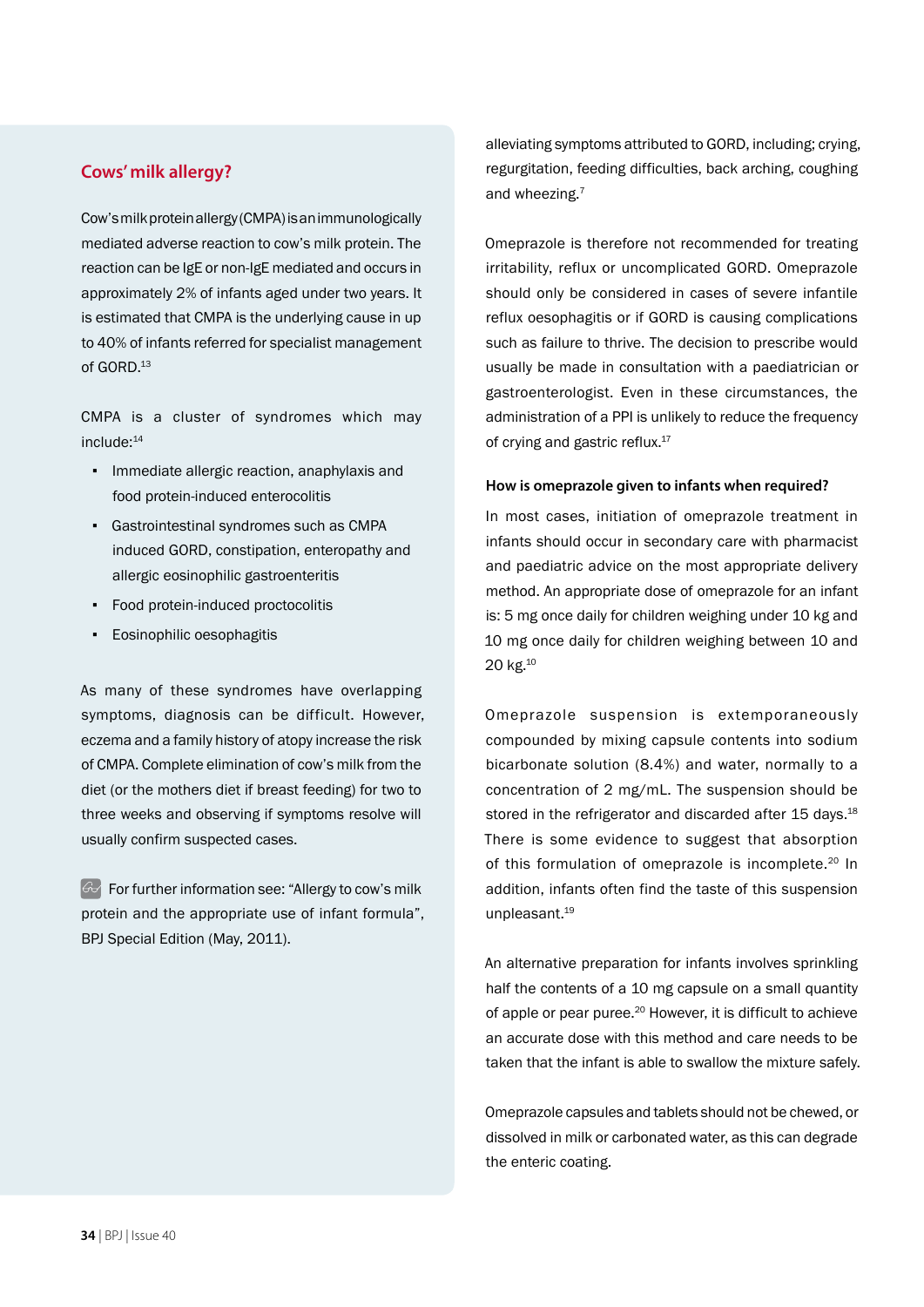## Cows' milk allergy?

Cow's milk protein allergy (CMPA) is an immunologically mediated adverse reaction to cow's milk protein. The reaction can be IgE or non-IgE mediated and occurs in approximately 2% of infants aged under two years. It is estimated that CMPA is the underlying cause in up to 40% of infants referred for specialist management of GORD.[13]

CMPA is a cluster of syndromes which may include:[14]

- Immediate allergic reaction, anaphylaxis and food protein-induced enterocolitis
- Gastrointestinal syndromes such as CMPA induced GORD, constipation, enteropathy and allergic eosinophilic gastroenteritis
- Food protein-induced proctocolitis
- Eosinophilic oesophagitis

As many of these syndromes have overlapping symptoms, diagnosis can be difficult. However, eczema and a family history of atopy increase the risk of CMPA. Complete elimination of cow's milk from the diet (or the mothers diet if breast feeding) for two to three weeks and observing if symptoms resolve will usually confirm suspected cases.

For further information see: "Allergy to cow's milk protein and the appropriate use of infant formula", BPJ Special Edition (May, 2011).

alleviating symptoms attributed to GORD, including; crying, regurgitation, feeding difficulties, back arching, coughing and wheezing.[7]

Omeprazole is therefore not recommended for treating irritability, reflux or uncomplicated GORD. Omeprazole should only be considered in cases of severe infantile reflux oesophagitis or if GORD is causing complications such as failure to thrive. The decision to prescribe would usually be made in consultation with a paediatrician or gastroenterologist. Even in these circumstances, the administration of a PPI is unlikely to reduce the frequency of crying and gastric reflux.[17]

### How is omeprazole given to infants when required?

In most cases, initiation of omeprazole treatment in infants should occur in secondary care with pharmacist and paediatric advice on the most appropriate delivery method. An appropriate dose of omeprazole for an infant is: 5 mg once daily for children weighing under 10 kg and 10 mg once daily for children weighing between 10 and 20 kg.[10]

Omeprazole suspension is extemporaneously compounded by mixing capsule contents into sodium bicarbonate solution (8.4%) and water, normally to a concentration of 2 mg/mL. The suspension should be stored in the refrigerator and discarded after 15 days.[18] There is some evidence to suggest that absorption of this formulation of omeprazole is incomplete.[20] In addition, infants often find the taste of this suspension unpleasant.[19]

An alternative preparation for infants involves sprinkling half the contents of a 10 mg capsule on a small quantity of apple or pear puree.[20] However, it is difficult to achieve an accurate dose with this method and care needs to be taken that the infant is able to swallow the mixture safely.

Omeprazole capsules and tablets should not be chewed, or dissolved in milk or carbonated water, as this can degrade the enteric coating.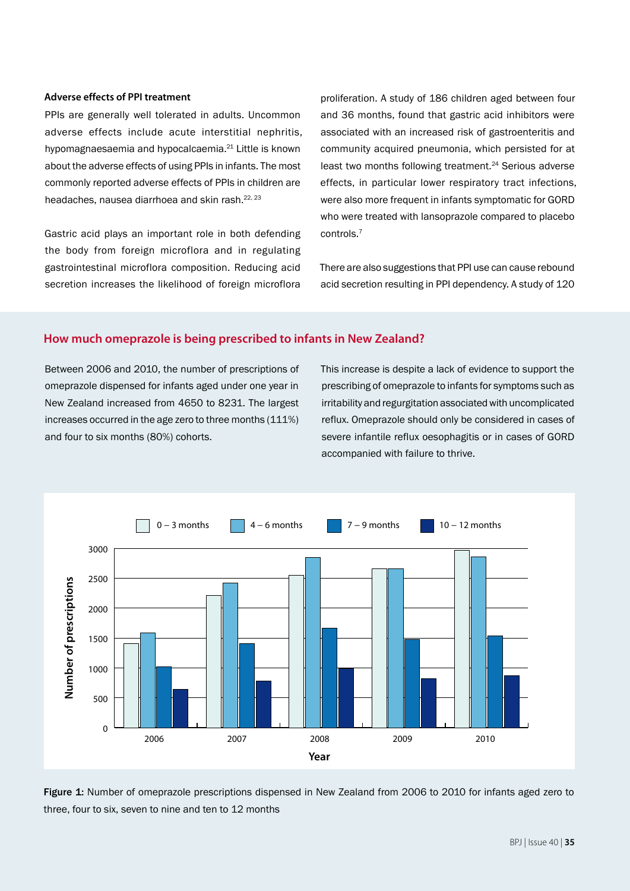### Adverse effects of PPI treatment

PPIs are generally well tolerated in adults. Uncommon adverse effects include acute interstitial nephritis, hypomagnaesaemia and hypocalcaemia.[21] Little is known about the adverse effects of using PPIs in infants. The most commonly reported adverse effects of PPIs in children are headaches, nausea diarrhoea and skin rash.[22, 23]

Gastric acid plays an important role in both defending the body from foreign microflora and in regulating gastrointestinal microflora composition. Reducing acid secretion increases the likelihood of foreign microflora proliferation. A study of 186 children aged between four and 36 months, found that gastric acid inhibitors were associated with an increased risk of gastroenteritis and community acquired pneumonia, which persisted for at least two months following treatment.[24] Serious adverse effects, in particular lower respiratory tract infections, were also more frequent in infants symptomatic for GORD who were treated with lansoprazole compared to placebo controls.[7]

There are also suggestions that PPI use can cause rebound acid secretion resulting in PPI dependency. A study of 120

## How much omeprazole is being prescribed to infants in New Zealand?

Between 2006 and 2010, the number of prescriptions of omeprazole dispensed for infants aged under one year in New Zealand increased from 4650 to 8231. The largest increases occurred in the age zero to three months (111%) and four to six months (80%) cohorts.

This increase is despite a lack of evidence to support the prescribing of omeprazole to infants for symptoms such as irritability and regurgitation associated with uncomplicated reflux. Omeprazole should only be considered in cases of severe infantile reflux oesophagitis or in cases of GORD accompanied with failure to thrive.

**Figure 1:** Number of omeprazole prescriptions dispensed in New Zealand from 2006 to 2010 for infants aged zero to three, four to six, seven to nine and ten to 12 months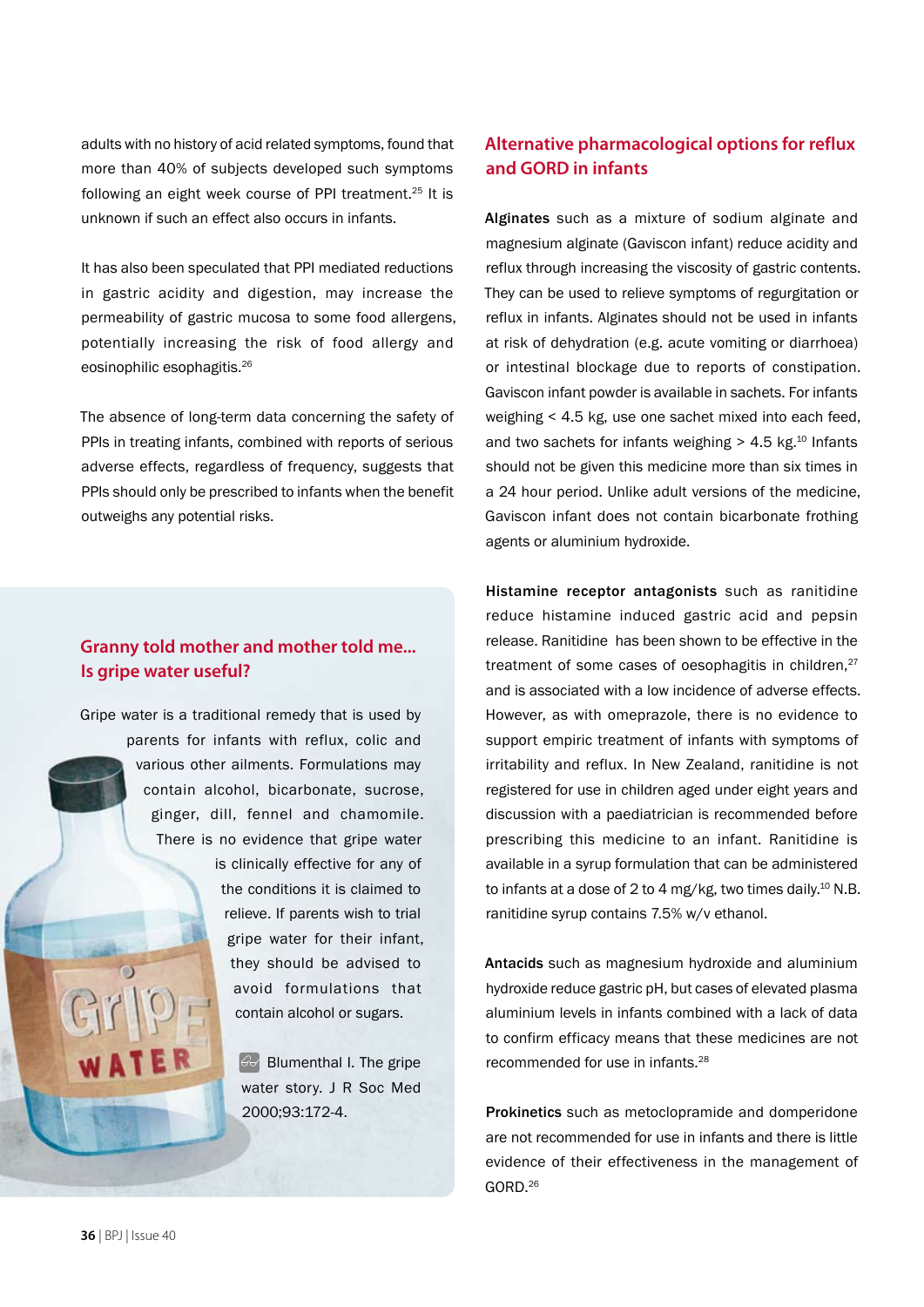adults with no history of acid related symptoms, found that more than 40% of subjects developed such symptoms following an eight week course of PPI treatment.[25] It is unknown if such an effect also occurs in infants.

It has also been speculated that PPI mediated reductions in gastric acidity and digestion, may increase the permeability of gastric mucosa to some food allergens, potentially increasing the risk of food allergy and eosinophilic esophagitis.[26]

The absence of long-term data concerning the safety of PPIs in treating infants, combined with reports of serious adverse effects, regardless of frequency, suggests that PPIs should only be prescribed to infants when the benefit outweighs any potential risks.

### Granny told mother and mother told me... Is gripe water useful?

Gripe water is a traditional remedy that is used by parents for infants with reflux, colic and various other ailments. Formulations may contain alcohol, bicarbonate, sucrose, ginger, dill, fennel and chamomile. There is no evidence that gripe water is clinically effective for any of the conditions it is claimed to relieve. If parents wish to trial gripe water for their infant, they should be advised to avoid formulations that contain alcohol or sugars.

Blumenthal I. The gripe water story. J R Soc Med 2000;93:172-4.

## Alternative pharmacological options for reflux and GORD in infants

**Alginates** such as a mixture of sodium alginate and magnesium alginate (Gaviscon infant) reduce acidity and reflux through increasing the viscosity of gastric contents. They can be used to relieve symptoms of regurgitation or reflux in infants. Alginates should not be used in infants at risk of dehydration (e.g. acute vomiting or diarrhoea) or intestinal blockage due to reports of constipation. Gaviscon infant powder is available in sachets. For infants weighing < 4.5 kg, use one sachet mixed into each feed, and two sachets for infants weighing > 4.5 kg.[10] Infants should not be given this medicine more than six times in a 24 hour period. Unlike adult versions of the medicine, Gaviscon infant does not contain bicarbonate frothing agents or aluminium hydroxide.

**Histamine receptor antagonists** such as ranitidine reduce histamine induced gastric acid and pepsin release. Ranitidine has been shown to be effective in the treatment of some cases of oesophagitis in children,[27] and is associated with a low incidence of adverse effects. However, as with omeprazole, there is no evidence to support empiric treatment of infants with symptoms of irritability and reflux. In New Zealand, ranitidine is not registered for use in children aged under eight years and discussion with a paediatrician is recommended before prescribing this medicine to an infant. Ranitidine is available in a syrup formulation that can be administered to infants at a dose of 2 to 4 mg/kg, two times daily.[10] N.B. ranitidine syrup contains 7.5% w/v ethanol.

**Antacids** such as magnesium hydroxide and aluminium hydroxide reduce gastric pH, but cases of elevated plasma aluminium levels in infants combined with a lack of data to confirm efficacy means that these medicines are not recommended for use in infants.[28]

**Prokinetics** such as metoclopramide and domperidone are not recommended for use in infants and there is little evidence of their effectiveness in the management of GORD.[26]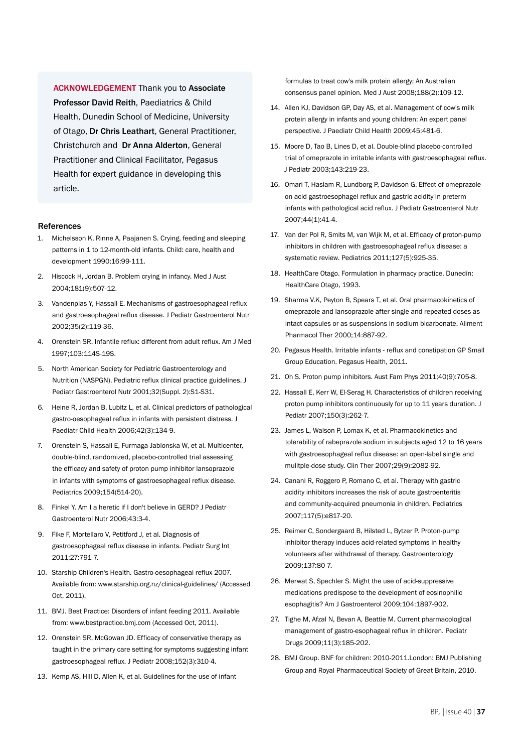**ACKNOWLEDGEMENT** Thank you to **Associate Professor David Reith**, Paediatrics & Child Health, Dunedin School of Medicine, University of Otago, **Dr Chris Leathart**, General Practitioner, Christchurch and **Dr Anna Alderton**, General Practitioner and Clinical Facilitator, Pegasus Health for expert guidance in developing this article.

## References

1. Michelsson K, Rinne A, Paajanen S. Crying, feeding and sleeping patterns in 1 to 12-month-old infants. Child: care, health and development 1990;16:99-111.
2. Hiscock H, Jordan B. Problem crying in infancy. Med J Aust 2004;181(9):507-12.
3. Vandenplas Y, Hassall E. Mechanisms of gastroesophageal reflux and gastroesophageal reflux disease. J Pediatr Gastroenterol Nutr 2002;35(2):119-36.
4. Orenstein SR. Infantile reflux: different from adult reflux. Am J Med 1997;103:114S-19S.
5. North American Society for Pediatric Gastroenterology and Nutrition (NASPGN). Pediatric reflux clinical practice guidelines. J Pediatr Gastroenterol Nutr 2001;32(Suppl. 2):S1-S31.
6. Heine R, Jordan B, Lubitz L, et al. Clinical predictors of pathological gastro-oesophageal reflux in infants with persistent distress. J Paediatr Child Health 2006;42(3):134-9.
7. Orenstein S, Hassall E, Furmaga-Jablonska W, et al. Multicenter, double-blind, randomized, placebo-controlled trial assessing the efficacy and safety of proton pump inhibitor lansoprazole in infants with symptoms of gastroesophageal reflux disease. Pediatrics 2009;154(514-20).
8. Finkel Y. Am I a heretic if I don't believe in GERD? J Pediatr Gastroenterol Nutr 2006;43:3-4.
9. Fike F, Mortellaro V, Petitford J, et al. Diagnosis of gastroesophageal reflux disease in infants. Pediatr Surg Int 2011;27:791-7.
10. Starship Children's Health. Gastro-oesophageal reflux 2007. Available from: www.starship.org.nz/clinical-guidelines/ (Accessed Oct, 2011).
11. BMJ. Best Practice: Disorders of infant feeding 2011. Available from: www.bestpractice.bmj.com (Accessed Oct, 2011).
12. Orenstein SR, McGowan JD. Efficacy of conservative therapy as taught in the primary care setting for symptoms suggesting infant gastroesophageal reflux. J Pediatr 2008;152(3):310-4.
13. Kemp AS, Hill D, Allen K, et al. Guidelines for the use of infant formulas to treat cow's milk protein allergy; An Australian consensus panel opinion. Med J Aust 2008;188(2):109-12.
14. Allen KJ, Davidson GP, Day AS, et al. Management of cow's milk protein allergy in infants and young children: An expert panel perspective. J Paediatr Child Health 2009;45:481-6.
15. Moore D, Tao B, Lines D, et al. Double-blind placebo-controlled trial of omeprazole in irritable infants with gastroesophageal reflux. J Pediatr 2003;143:219-23.
16. Omari T, Haslam R, Lundborg P, Davidson G. Effect of omeprazole on acid gastroesophagel reflux and gastric acidity in preterm infants with pathological acid reflux. J Pediatr Gastroenterol Nutr 2007;44(1):41-4.
17. Van der Pol R, Smits M, van Wijk M, et al. Efficacy of proton-pump inhibitors in children with gastroesophageal reflux disease: a systematic review. Pediatrics 2011;127(5):925-35.
18. HealthCare Otago. Formulation in pharmacy practice. Dunedin: HealthCare Otago, 1993.
19. Sharma V.K, Peyton B, Spears T, et al. Oral pharmacokinetics of omeprazole and lansoprazole after single and repeated doses as intact capsules or as suspensions in sodium bicarbonate. Aliment Pharmacol Ther 2000;14:887-92.
20. Pegasus Health. Irritable infants - reflux and constipation GP Small Group Education. Pegasus Health, 2011.
21. Oh S. Proton pump inhibitors. Aust Fam Phys 2011;40(9):705-8.
22. Hassall E, Kerr W, El-Serag H. Characteristics of children receiving proton pump inhibitors continuously for up to 11 years duration. J Pediatr 2007;150(3):262-7.
23. James L, Walson P, Lomax K, et al. Pharmacokinetics and tolerability of rabeprazole sodium in subjects aged 12 to 16 years with gastroesophageal reflux disease: an open-label single and mulitple-dose study. Clin Ther 2007;29(9):2082-92.
24. Canani R, Roggero P, Romano C, et al. Therapy with gastric acidity inhibitors increases the risk of acute gastroenteritis and community-acquired pneumonia in children. Pediatrics 2007;117(5):e817-20.
25. Reimer C, Sondergaard B, Hilsted L, Bytzer P. Proton-pump inhibitor therapy induces acid-related symptoms in healthy volunteers after withdrawal of therapy. Gastroenterology 2009;137:80-7.
26. Merwat S, Spechler S. Might the use of acid-suppressive medications predispose to the development of eosinophilic esophagitis? Am J Gastroenterol 2009;104:1897-902.
27. Tighe M, Afzal N, Bevan A, Beattie M. Current pharmacological management of gastro-esophageal reflux in children. Pediatr Drugs 2009;11(3):185-202.
28. BMJ Group. BNF for children: 2010-2011.London: BMJ Publishing Group and Royal Pharmaceutical Society of Great Britain, 2010.